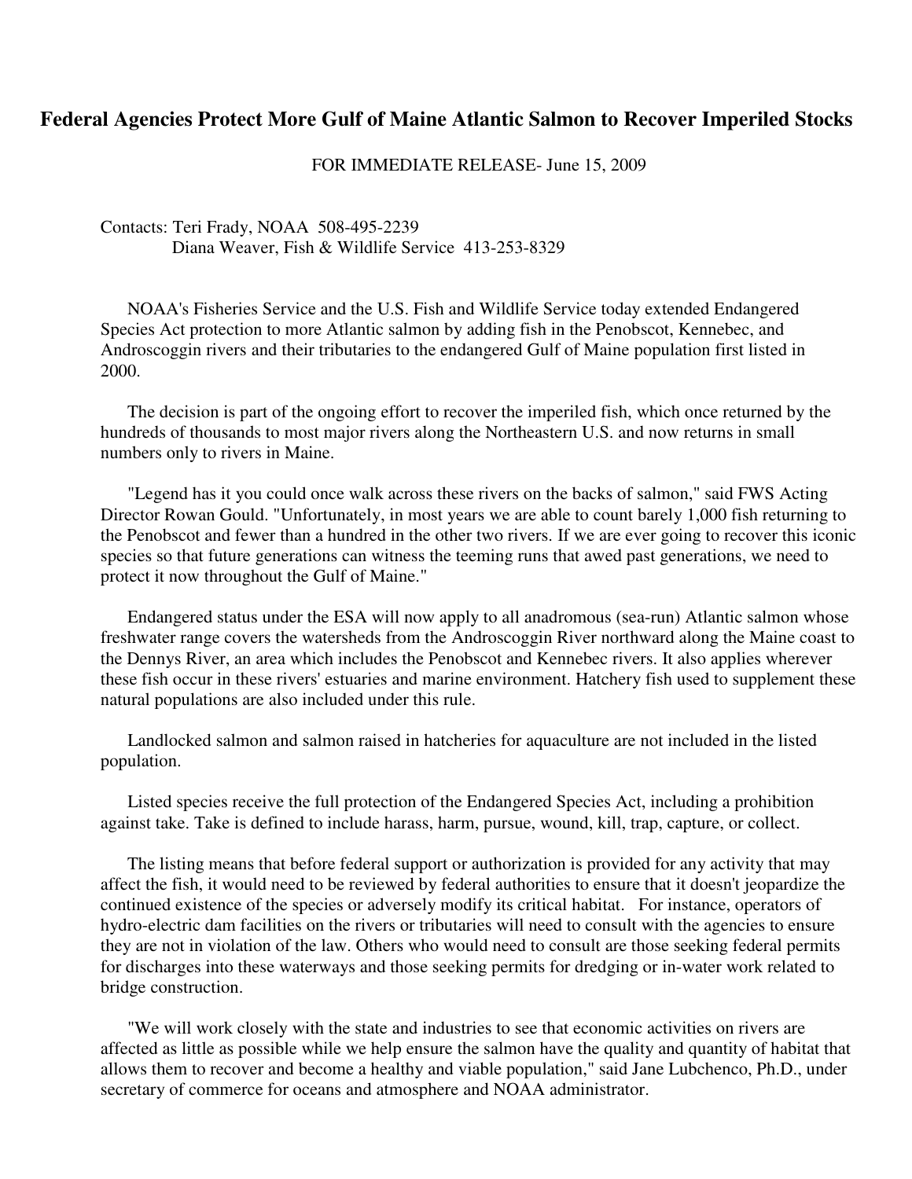# Federal Agencies Protect More Gulf of Maine Atlantic Salmon to Recover Imperiled Stocks

FOR IMMEDIATE RELEASE- June 15, 2009

Contacts: Teri Frady, NOAA 508-495-2239
Diana Weaver, Fish & Wildlife Service 413-253-8329

NOAA's Fisheries Service and the U.S. Fish and Wildlife Service today extended Endangered Species Act protection to more Atlantic salmon by adding fish in the Penobscot, Kennebec, and Androscoggin rivers and their tributaries to the endangered Gulf of Maine population first listed in 2000.

The decision is part of the ongoing effort to recover the imperiled fish, which once returned by the hundreds of thousands to most major rivers along the Northeastern U.S. and now returns in small numbers only to rivers in Maine.

"Legend has it you could once walk across these rivers on the backs of salmon," said FWS Acting Director Rowan Gould. "Unfortunately, in most years we are able to count barely 1,000 fish returning to the Penobscot and fewer than a hundred in the other two rivers. If we are ever going to recover this iconic species so that future generations can witness the teeming runs that awed past generations, we need to protect it now throughout the Gulf of Maine."

Endangered status under the ESA will now apply to all anadromous (sea-run) Atlantic salmon whose freshwater range covers the watersheds from the Androscoggin River northward along the Maine coast to the Dennys River, an area which includes the Penobscot and Kennebec rivers. It also applies wherever these fish occur in these rivers' estuaries and marine environment. Hatchery fish used to supplement these natural populations are also included under this rule.

Landlocked salmon and salmon raised in hatcheries for aquaculture are not included in the listed population.

Listed species receive the full protection of the Endangered Species Act, including a prohibition against take. Take is defined to include harass, harm, pursue, wound, kill, trap, capture, or collect.

The listing means that before federal support or authorization is provided for any activity that may affect the fish, it would need to be reviewed by federal authorities to ensure that it doesn't jeopardize the continued existence of the species or adversely modify its critical habitat. For instance, operators of hydro-electric dam facilities on the rivers or tributaries will need to consult with the agencies to ensure they are not in violation of the law. Others who would need to consult are those seeking federal permits for discharges into these waterways and those seeking permits for dredging or in-water work related to bridge construction.

"We will work closely with the state and industries to see that economic activities on rivers are affected as little as possible while we help ensure the salmon have the quality and quantity of habitat that allows them to recover and become a healthy and viable population," said Jane Lubchenco, Ph.D., under secretary of commerce for oceans and atmosphere and NOAA administrator.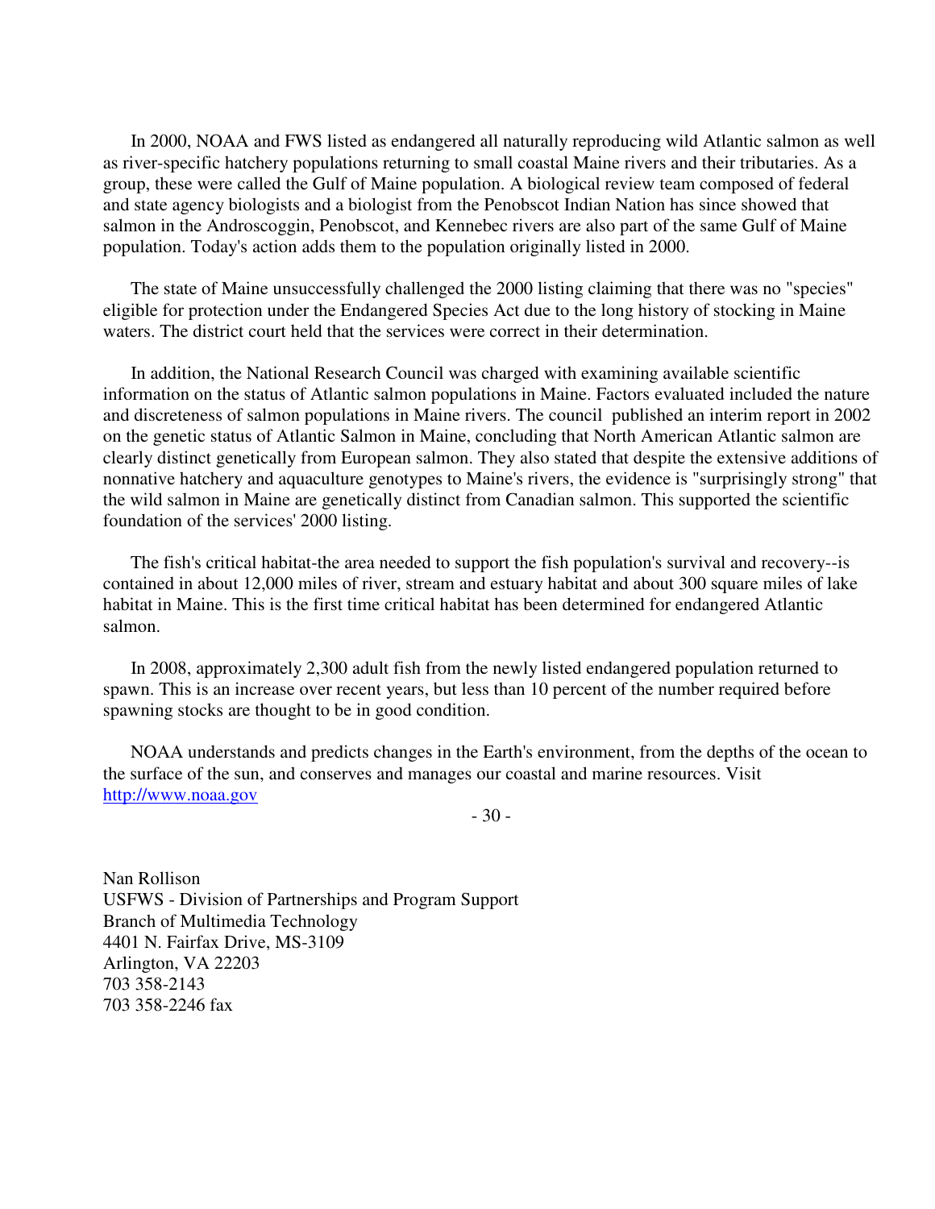In 2000, NOAA and FWS listed as endangered all naturally reproducing wild Atlantic salmon as well as river-specific hatchery populations returning to small coastal Maine rivers and their tributaries. As a group, these were called the Gulf of Maine population. A biological review team composed of federal and state agency biologists and a biologist from the Penobscot Indian Nation has since showed that salmon in the Androscoggin, Penobscot, and Kennebec rivers are also part of the same Gulf of Maine population. Today's action adds them to the population originally listed in 2000.

The state of Maine unsuccessfully challenged the 2000 listing claiming that there was no "species" eligible for protection under the Endangered Species Act due to the long history of stocking in Maine waters. The district court held that the services were correct in their determination.

In addition, the National Research Council was charged with examining available scientific information on the status of Atlantic salmon populations in Maine. Factors evaluated included the nature and discreteness of salmon populations in Maine rivers. The council published an interim report in 2002 on the genetic status of Atlantic Salmon in Maine, concluding that North American Atlantic salmon are clearly distinct genetically from European salmon. They also stated that despite the extensive additions of nonnative hatchery and aquaculture genotypes to Maine's rivers, the evidence is "surprisingly strong" that the wild salmon in Maine are genetically distinct from Canadian salmon. This supported the scientific foundation of the services' 2000 listing.

The fish's critical habitat-the area needed to support the fish population's survival and recovery--is contained in about 12,000 miles of river, stream and estuary habitat and about 300 square miles of lake habitat in Maine. This is the first time critical habitat has been determined for endangered Atlantic salmon.

In 2008, approximately 2,300 adult fish from the newly listed endangered population returned to spawn. This is an increase over recent years, but less than 10 percent of the number required before spawning stocks are thought to be in good condition.

NOAA understands and predicts changes in the Earth's environment, from the depths of the ocean to the surface of the sun, and conserves and manages our coastal and marine resources. Visit http://www.noaa.gov

- 30 -

Nan Rollison
USFWS - Division of Partnerships and Program Support
Branch of Multimedia Technology
4401 N. Fairfax Drive, MS-3109
Arlington, VA 22203
703 358-2143
703 358-2246 fax